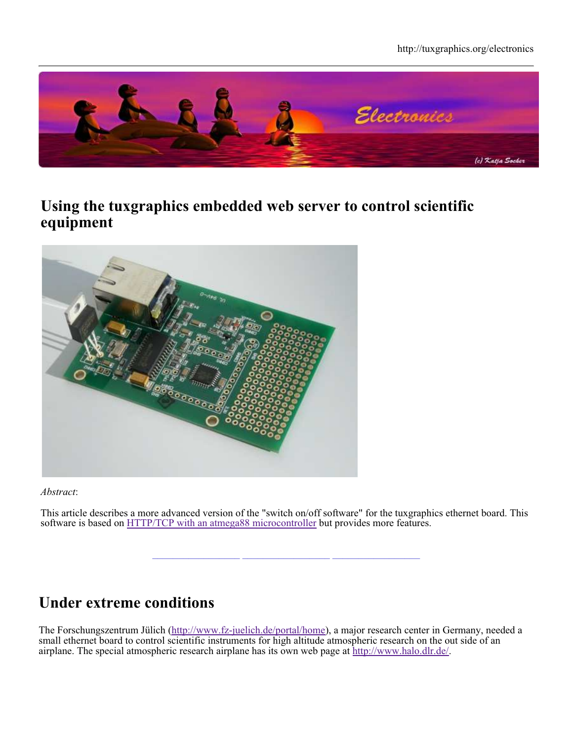# Using the tuxgraphics embedded web server to control scientific equipment

*Abstract*:

This article describes a more advanced version of the "switch on/off software" for the tuxgraphics ethernet board. This software is based on HTTP/TCP with an atmega88 microcontroller but provides more features.

## Under extreme conditions

The Forschungszentrum Jülich (http://www.fz-juelich.de/portal/home), a major research center in Germany, needed a small ethernet board to control scientific instruments for high altitude atmospheric research on the out side of an airplane. The special atmospheric research airplane has its own web page at http://www.halo.dlr.de/.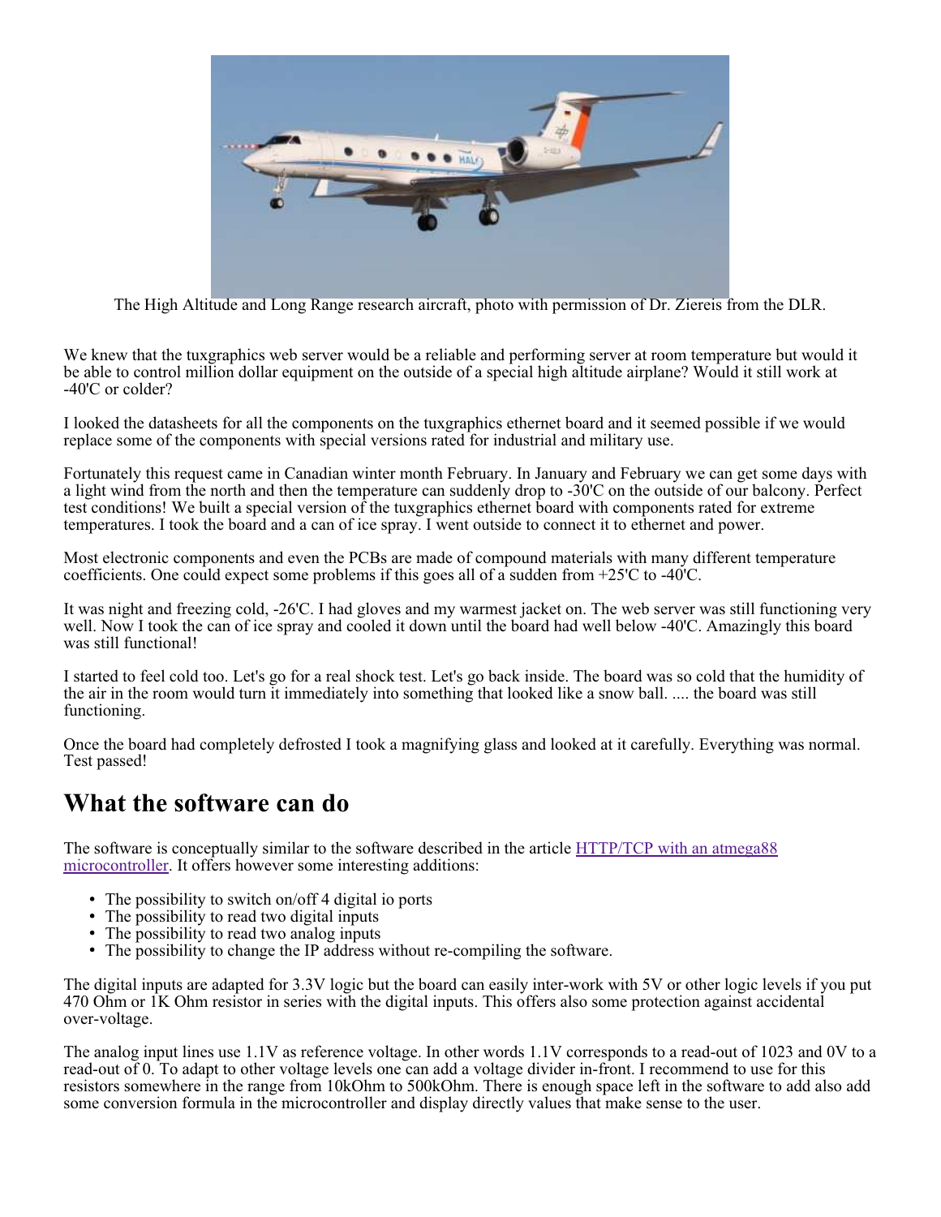The High Altitude and Long Range research aircraft, photo with permission of Dr. Ziereis from the DLR.

We knew that the tuxgraphics web server would be a reliable and performing server at room temperature but would it be able to control million dollar equipment on the outside of a special high altitude airplane? Would it still work at -40'C or colder?

I looked the datasheets for all the components on the tuxgraphics ethernet board and it seemed possible if we would replace some of the components with special versions rated for industrial and military use.

Fortunately this request came in Canadian winter month February. In January and February we can get some days with a light wind from the north and then the temperature can suddenly drop to -30'C on the outside of our balcony. Perfect test conditions! We built a special version of the tuxgraphics ethernet board with components rated for extreme temperatures. I took the board and a can of ice spray. I went outside to connect it to ethernet and power.

Most electronic components and even the PCBs are made of compound materials with many different temperature coefficients. One could expect some problems if this goes all of a sudden from +25'C to -40'C.

It was night and freezing cold, -26'C. I had gloves and my warmest jacket on. The web server was still functioning very well. Now I took the can of ice spray and cooled it down until the board had well below -40'C. Amazingly this board was still functional!

I started to feel cold too. Let's go for a real shock test. Let's go back inside. The board was so cold that the humidity of the air in the room would turn it immediately into something that looked like a snow ball. .... the board was still functioning.

Once the board had completely defrosted I took a magnifying glass and looked at it carefully. Everything was normal. Test passed!

## What the software can do

The software is conceptually similar to the software described in the article HTTP/TCP with an atmega88 microcontroller. It offers however some interesting additions:

- The possibility to switch on/off 4 digital io ports
- The possibility to read two digital inputs
- The possibility to read two analog inputs
- The possibility to change the IP address without re-compiling the software.

The digital inputs are adapted for 3.3V logic but the board can easily inter-work with 5V or other logic levels if you put 470 Ohm or 1K Ohm resistor in series with the digital inputs. This offers also some protection against accidental over-voltage.

The analog input lines use 1.1V as reference voltage. In other words 1.1V corresponds to a read-out of 1023 and 0V to a read-out of 0. To adapt to other voltage levels one can add a voltage divider in-front. I recommend to use for this resistors somewhere in the range from 10kOhm to 500kOhm. There is enough space left in the software to add also add some conversion formula in the microcontroller and display directly values that make sense to the user.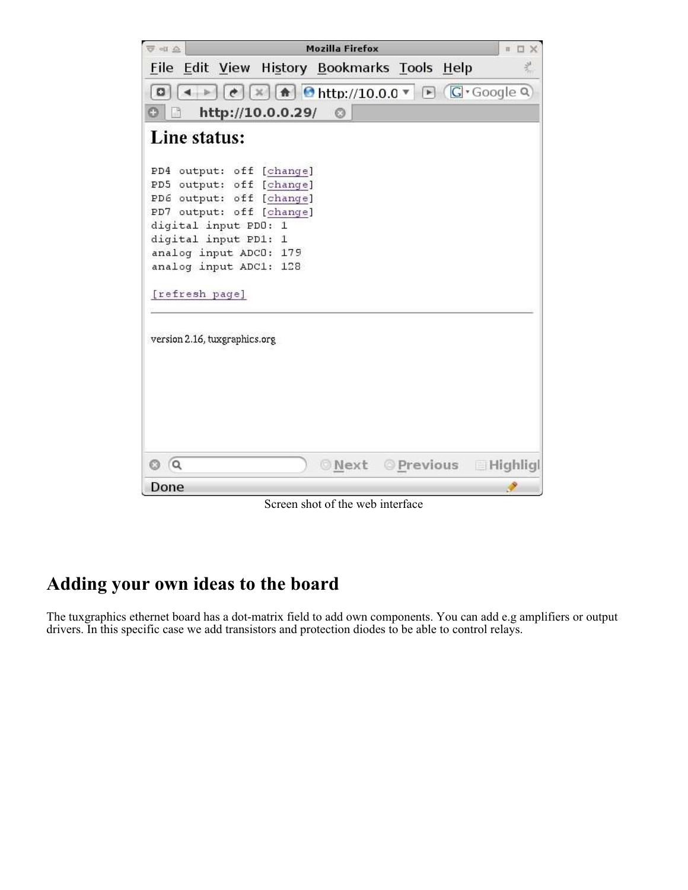Screen shot of the web interface

## Adding your own ideas to the board

The tuxgraphics ethernet board has a dot-matrix field to add own components. You can add e.g amplifiers or output drivers. In this specific case we add transistors and protection diodes to be able to control relays.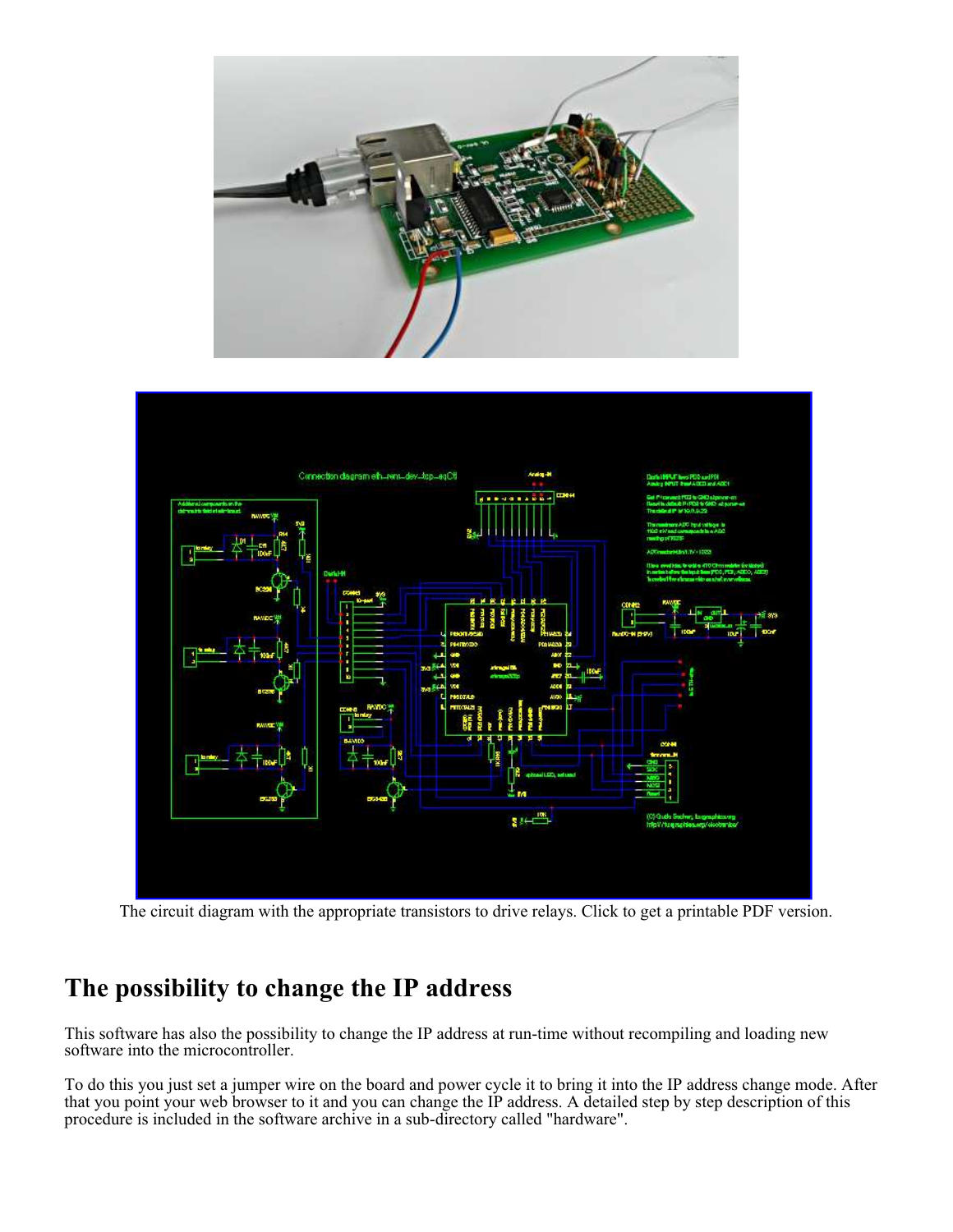The circuit diagram with the appropriate transistors to drive relays. Click to get a printable PDF version.

## The possibility to change the IP address

This software has also the possibility to change the IP address at run-time without recompiling and loading new software into the microcontroller.

To do this you just set a jumper wire on the board and power cycle it to bring it into the IP address change mode. After that you point your web browser to it and you can change the IP address. A detailed step by step description of this procedure is included in the software archive in a sub-directory called "hardware".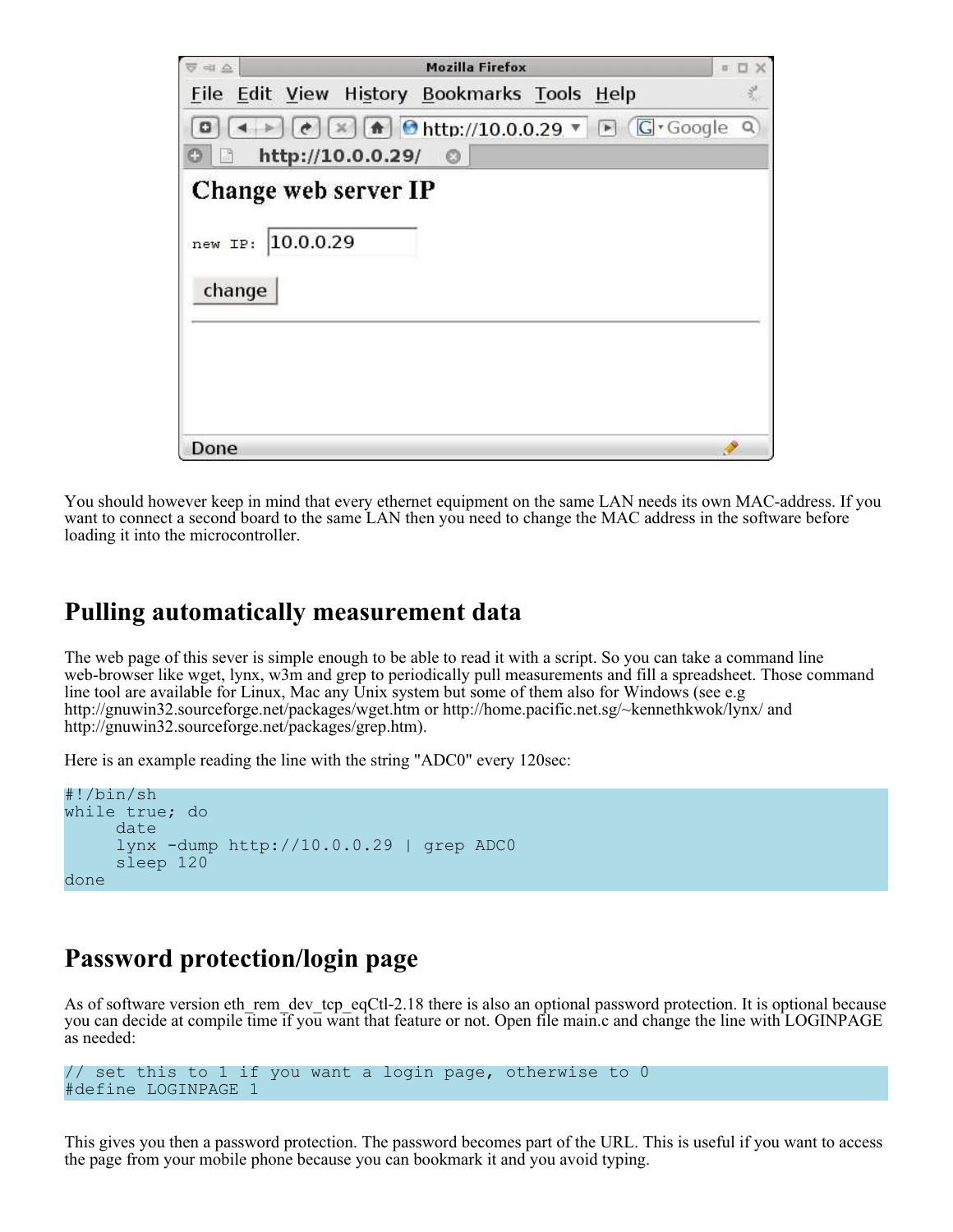You should however keep in mind that every ethernet equipment on the same LAN needs its own MAC-address. If you want to connect a second board to the same LAN then you need to change the MAC address in the software before loading it into the microcontroller.

## Pulling automatically measurement data

The web page of this sever is simple enough to be able to read it with a script. So you can take a command line web-browser like wget, lynx, w3m and grep to periodically pull measurements and fill a spreadsheet. Those command line tool are available for Linux, Mac any Unix system but some of them also for Windows (see e.g http://gnuwin32.sourceforge.net/packages/wget.htm or http://home.pacific.net.sg/~kennethkwok/lynx/ and http://gnuwin32.sourceforge.net/packages/grep.htm).

Here is an example reading the line with the string "ADC0" every 120sec:

```
#!/bin/sh
while true; do
      date
      lynx -dump http://10.0.0.29 | grep ADC0
      sleep 120
done
```

## Password protection/login page

As of software version eth_rem_dev_tcp_eqCtl-2.18 there is also an optional password protection. It is optional because you can decide at compile time if you want that feature or not. Open file main.c and change the line with LOGINPAGE as needed:

```
// set this to 1 if you want a login page, otherwise to 0
#define LOGINPAGE 1
```

This gives you then a password protection. The password becomes part of the URL. This is useful if you want to access the page from your mobile phone because you can bookmark it and you avoid typing.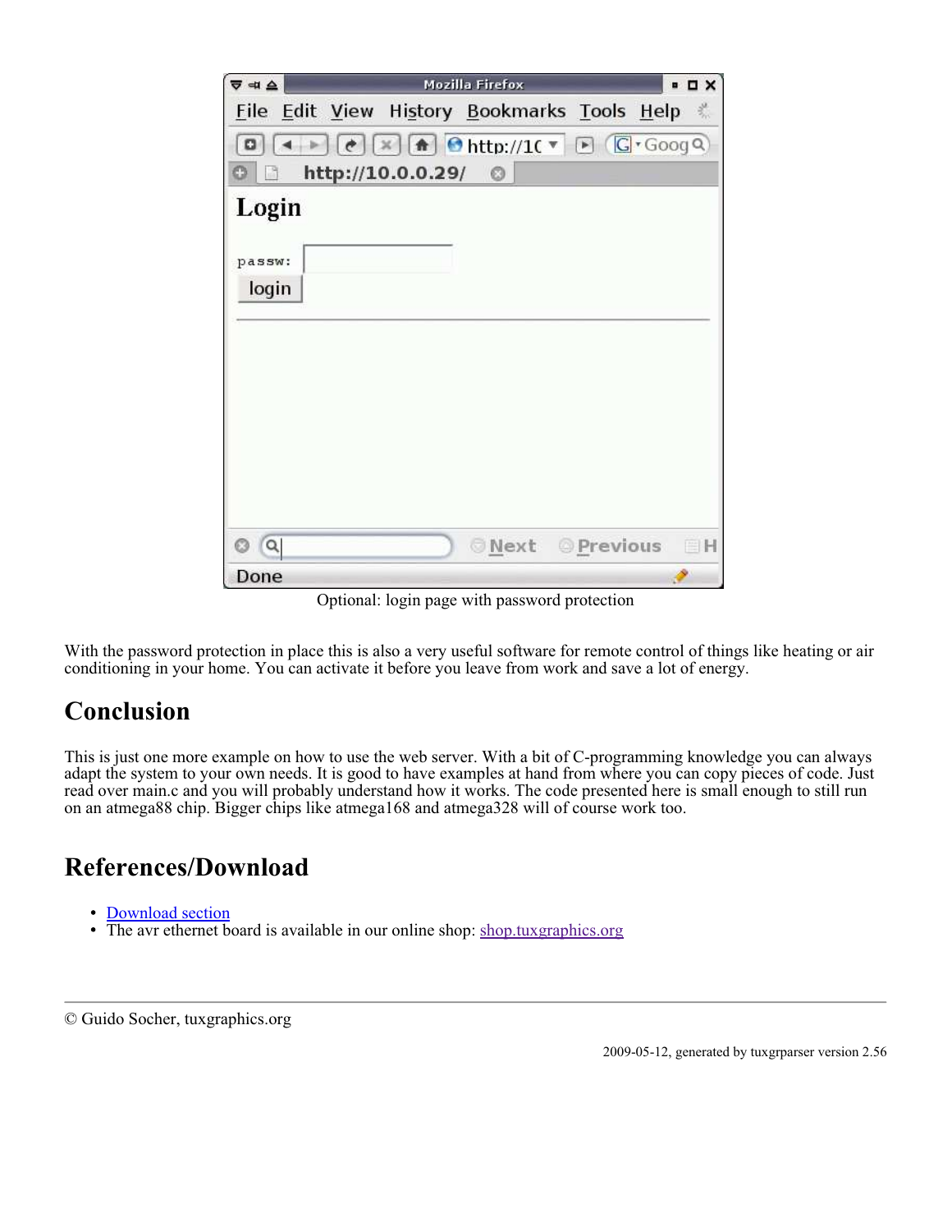Optional: login page with password protection

With the password protection in place this is also a very useful software for remote control of things like heating or air conditioning in your home. You can activate it before you leave from work and save a lot of energy.

## Conclusion

This is just one more example on how to use the web server. With a bit of C-programming knowledge you can always adapt the system to your own needs. It is good to have examples at hand from where you can copy pieces of code. Just read over main.c and you will probably understand how it works. The code presented here is small enough to still run on an atmega88 chip. Bigger chips like atmega168 and atmega328 will of course work too.

## References/Download

- Download section
- The avr ethernet board is available in our online shop: shop.tuxgraphics.org

---

© Guido Socher, tuxgraphics.org

2009-05-12, generated by tuxgrparser version 2.56